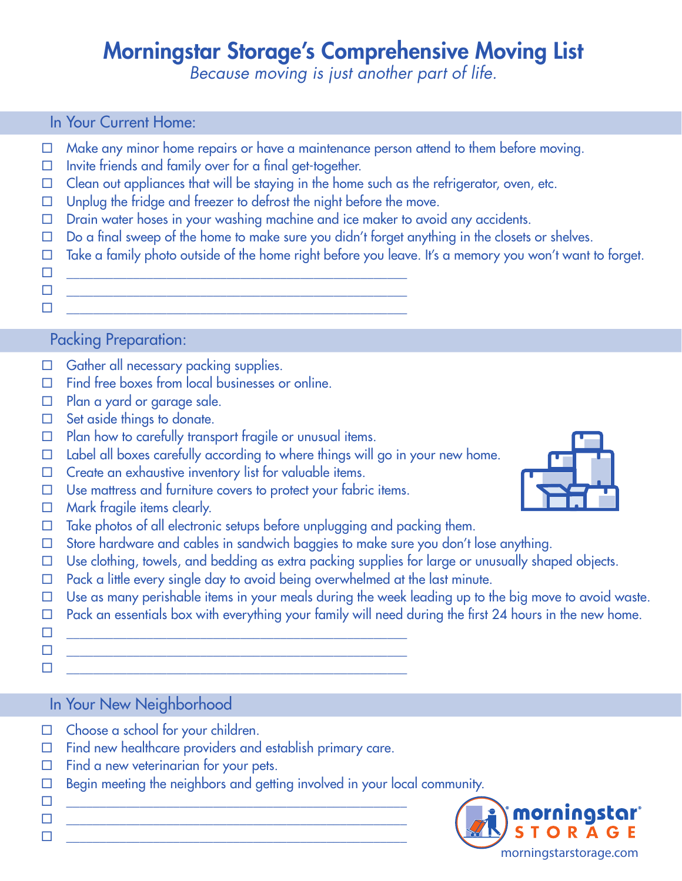# Morningstar Storage's Comprehensive Moving List

*Because moving is just another part of life.*

## In Your Current Home:

- ☐ Make any minor home repairs or have a maintenance person attend to them before moving.
- ☐ Invite friends and family over for a final get-together.
- ☐ Clean out appliances that will be staying in the home such as the refrigerator, oven, etc.
- ☐ Unplug the fridge and freezer to defrost the night before the move.
- ☐ Drain water hoses in your washing machine and ice maker to avoid any accidents.
- ☐ Do a final sweep of the home to make sure you didn't forget anything in the closets or shelves.
- ☐ Take a family photo outside of the home right before you leave. It's a memory you won't want to forget.
- ☐ ____________________________________________
- ☐ ____________________________________________
- ☐ ____________________________________________

## Packing Preparation:

- ☐ Gather all necessary packing supplies.
- ☐ Find free boxes from local businesses or online.
- ☐ Plan a yard or garage sale.
- ☐ Set aside things to donate.
- ☐ Plan how to carefully transport fragile or unusual items.
- ☐ Label all boxes carefully according to where things will go in your new home.
- ☐ Create an exhaustive inventory list for valuable items.
- ☐ Use mattress and furniture covers to protect your fabric items.
- ☐ Mark fragile items clearly.
- ☐ Take photos of all electronic setups before unplugging and packing them.
- ☐ Store hardware and cables in sandwich baggies to make sure you don't lose anything.
- ☐ Use clothing, towels, and bedding as extra packing supplies for large or unusually shaped objects.
- ☐ Pack a little every single day to avoid being overwhelmed at the last minute.
- ☐ Use as many perishable items in your meals during the week leading up to the big move to avoid waste.
- ☐ Pack an essentials box with everything your family will need during the first 24 hours in the new home.
- ☐ ____________________________________________
- ☐ ____________________________________________
- ☐ ____________________________________________

## In Your New Neighborhood

- ☐ Choose a school for your children.
- ☐ Find new healthcare providers and establish primary care.
- ☐ Find a new veterinarian for your pets.
- ☐ Begin meeting the neighbors and getting involved in your local community.
- ☐ ____________________________________________
- ☐ ____________________________________________
- ☐ ____________________________________________

morningstar® STORAGE
morningstarstorage.com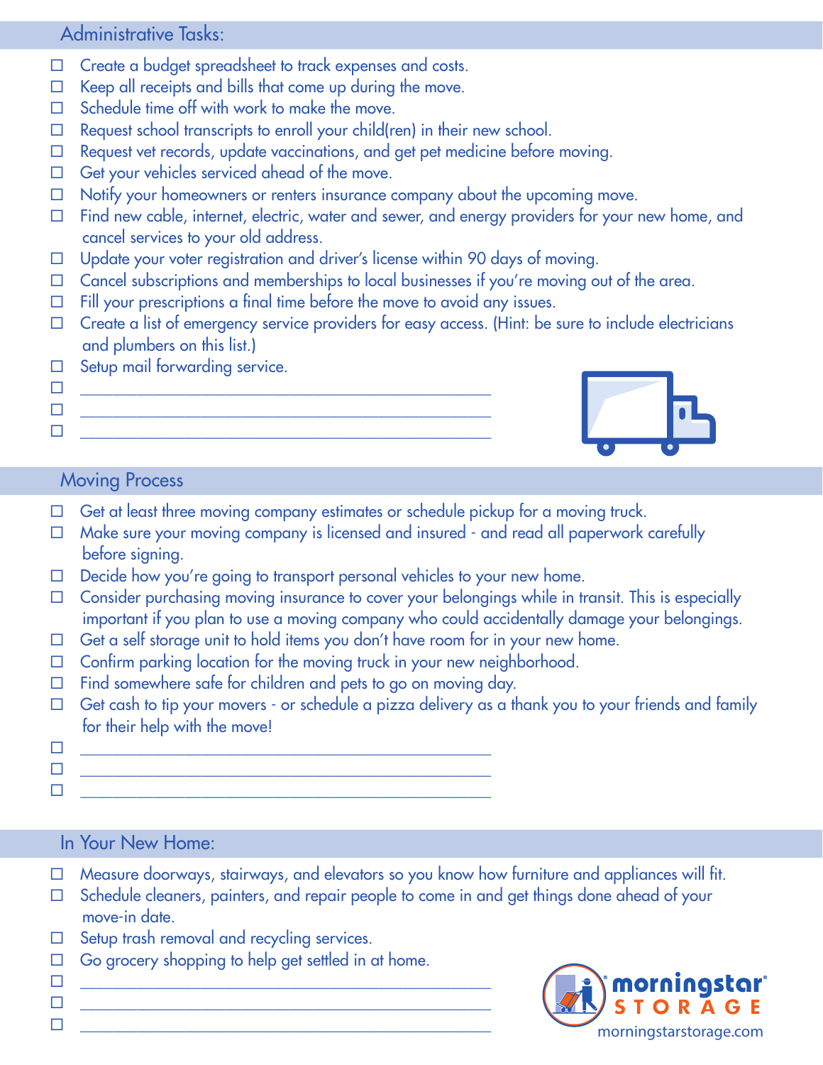## Administrative Tasks:

- ☐ Create a budget spreadsheet to track expenses and costs.
- ☐ Keep all receipts and bills that come up during the move.
- ☐ Schedule time off with work to make the move.
- ☐ Request school transcripts to enroll your child(ren) in their new school.
- ☐ Request vet records, update vaccinations, and get pet medicine before moving.
- ☐ Get your vehicles serviced ahead of the move.
- ☐ Notify your homeowners or renters insurance company about the upcoming move.
- ☐ Find new cable, internet, electric, water and sewer, and energy providers for your new home, and cancel services to your old address.
- ☐ Update your voter registration and driver's license within 90 days of moving.
- ☐ Cancel subscriptions and memberships to local businesses if you're moving out of the area.
- ☐ Fill your prescriptions a final time before the move to avoid any issues.
- ☐ Create a list of emergency service providers for easy access. (Hint: be sure to include electricians and plumbers on this list.)
- ☐ Setup mail forwarding service.
- ☐ ____________________________________________
- ☐ ____________________________________________
- ☐ ____________________________________________

## Moving Process

- ☐ Get at least three moving company estimates or schedule pickup for a moving truck.
- ☐ Make sure your moving company is licensed and insured - and read all paperwork carefully before signing.
- ☐ Decide how you're going to transport personal vehicles to your new home.
- ☐ Consider purchasing moving insurance to cover your belongings while in transit. This is especially important if you plan to use a moving company who could accidentally damage your belongings.
- ☐ Get a self storage unit to hold items you don't have room for in your new home.
- ☐ Confirm parking location for the moving truck in your new neighborhood.
- ☐ Find somewhere safe for children and pets to go on moving day.
- ☐ Get cash to tip your movers - or schedule a pizza delivery as a thank you to your friends and family for their help with the move!
- ☐ ____________________________________________
- ☐ ____________________________________________
- ☐ ____________________________________________

## In Your New Home:

- ☐ Measure doorways, stairways, and elevators so you know how furniture and appliances will fit.
- ☐ Schedule cleaners, painters, and repair people to come in and get things done ahead of your move-in date.
- ☐ Setup trash removal and recycling services.
- ☐ Go grocery shopping to help get settled in at home.
- ☐ ____________________________________________
- ☐ ____________________________________________
- ☐ ____________________________________________

morningstar® STORAGE
morningstarstorage.com